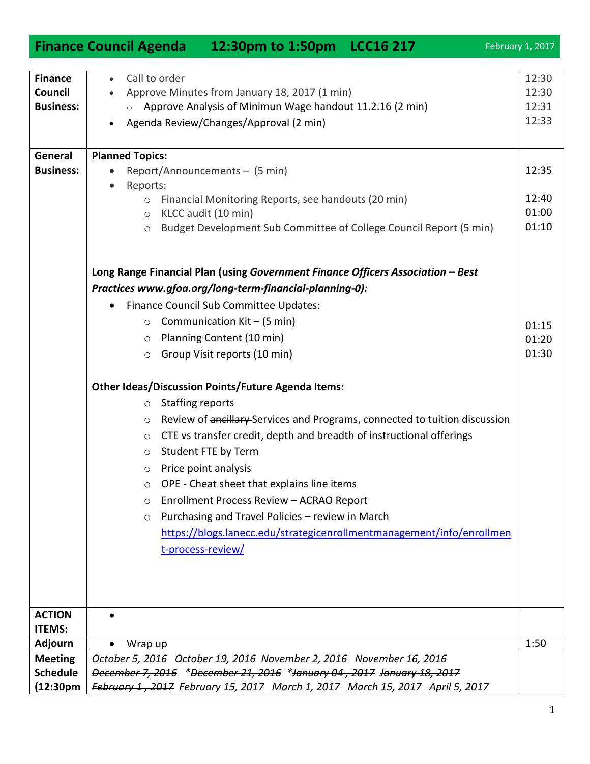# Finance Council Agenda 12:30pm to 1:50pm LCC16 217

February 1, 2017

| | | |
|---|---|---|
| **Finance Council Business:** | • Call to order<br>• Approve Minutes from January 18, 2017 (1 min)<br>  ○ Approve Analysis of Minimun Wage handout 11.2.16 (2 min)<br>• Agenda Review/Changes/Approval (2 min) | 12:30<br>12:30<br>12:31<br>12:33 |
| **General Business:** | **Planned Topics:**<br>• Report/Announcements – (5 min)<br>• Reports:<br>  ○ Financial Monitoring Reports, see handouts (20 min)<br>  ○ KLCC audit (10 min)<br>  ○ Budget Development Sub Committee of College Council Report (5 min)<br><br>**Long Range Financial Plan (using *Government Finance Officers Association – Best Practices www.gfoa.org/long-term-financial-planning-0):***<br>• Finance Council Sub Committee Updates:<br>  ○ Communication Kit – (5 min)<br>  ○ Planning Content (10 min)<br>  ○ Group Visit reports (10 min)<br><br>**Other Ideas/Discussion Points/Future Agenda Items:**<br>  ○ Staffing reports<br>  ○ Review of ~~ancillary~~ Services and Programs, connected to tuition discussion<br>  ○ CTE vs transfer credit, depth and breadth of instructional offerings<br>  ○ Student FTE by Term<br>  ○ Price point analysis<br>  ○ OPE - Cheat sheet that explains line items<br>  ○ Enrollment Process Review – ACRAO Report<br>  ○ Purchasing and Travel Policies – review in March<br>  https://blogs.lanecc.edu/strategicenrollmentmanagement/info/enrollment-process-review/ | 12:35<br><br>12:40<br>01:00<br>01:10<br><br><br><br><br>01:15<br>01:20<br>01:30 |
| **ACTION ITEMS:** | • | |
| **Adjourn** | • Wrap up | 1:50 |
| **Meeting Schedule (12:30pm** | *~~October 5, 2016~~ ~~October 19, 2016~~ ~~November 2, 2016~~ ~~November 16, 2016~~ ~~December 7, 2016~~ ~~*December 21, 2016~~ ~~*January 04 , 2017~~ ~~January 18, 2017~~ ~~February 1 , 2017~~ February 15, 2017 March 1, 2017 March 15, 2017 April 5, 2017* | |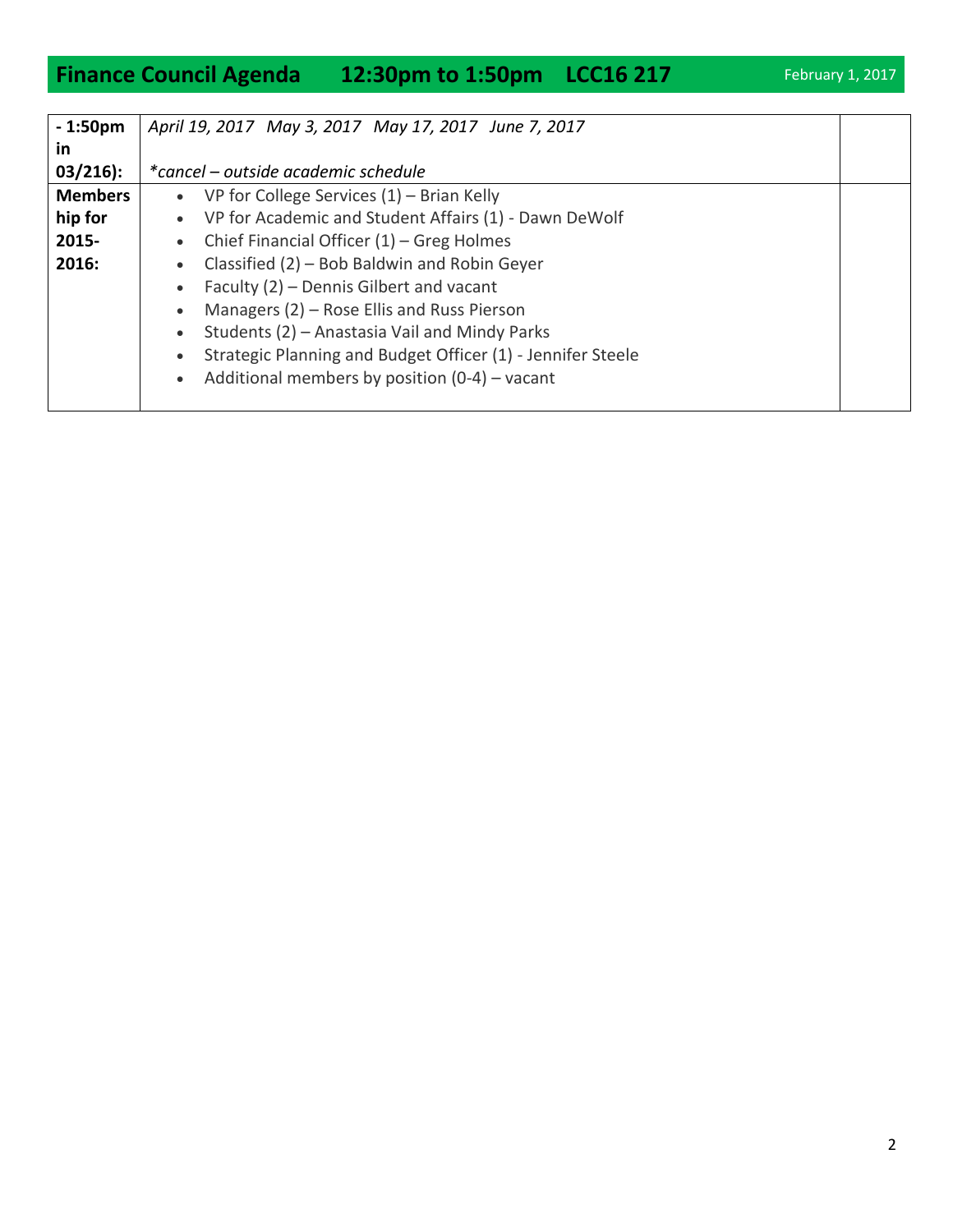# Finance Council Agenda    12:30pm to 1:50pm    LCC16 217

February 1, 2017

| | | |
|---|---|---|
| **- 1:50pm in 03/216):** | *April 19, 2017  May 3, 2017  May 17, 2017  June 7, 2017*<br><br>*\*cancel – outside academic schedule* | |
| **Membership for 2015-2016:** | • VP for College Services (1) – Brian Kelly<br>• VP for Academic and Student Affairs (1) - Dawn DeWolf<br>• Chief Financial Officer (1) – Greg Holmes<br>• Classified (2) – Bob Baldwin and Robin Geyer<br>• Faculty (2) – Dennis Gilbert and vacant<br>• Managers (2) – Rose Ellis and Russ Pierson<br>• Students (2) – Anastasia Vail and Mindy Parks<br>• Strategic Planning and Budget Officer (1) - Jennifer Steele<br>• Additional members by position (0-4) – vacant | |